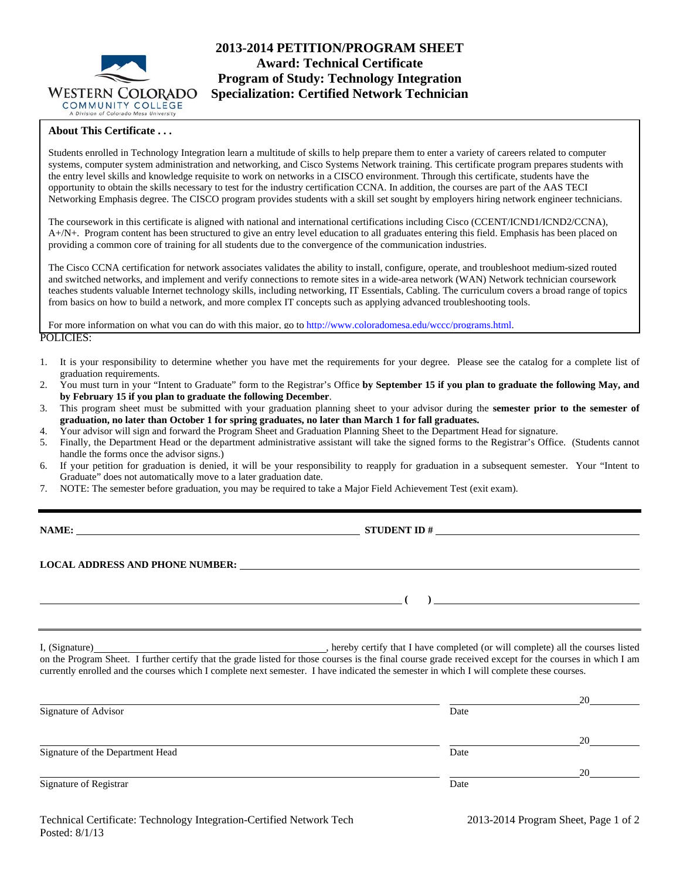# 2013-2014 PETITION/PROGRAM SHEET
## Award: Technical Certificate
## Program of Study: Technology Integration
## Specialization: Certified Network Technician

WESTERN COLORADO COMMUNITY COLLEGE
A Division of Colorado Mesa University

### About This Certificate . . .

Students enrolled in Technology Integration learn a multitude of skills to help prepare them to enter a variety of careers related to computer systems, computer system administration and networking, and Cisco Systems Network training. This certificate program prepares students with the entry level skills and knowledge requisite to work on networks in a CISCO environment. Through this certificate, students have the opportunity to obtain the skills necessary to test for the industry certification CCNA. In addition, the courses are part of the AAS TECI Networking Emphasis degree. The CISCO program provides students with a skill set sought by employers hiring network engineer technicians.

The coursework in this certificate is aligned with national and international certifications including Cisco (CCENT/ICND1/ICND2/CCNA), A+/N+. Program content has been structured to give an entry level education to all graduates entering this field. Emphasis has been placed on providing a common core of training for all students due to the convergence of the communication industries.

The Cisco CCNA certification for network associates validates the ability to install, configure, operate, and troubleshoot medium-sized routed and switched networks, and implement and verify connections to remote sites in a wide-area network (WAN) Network technician coursework teaches students valuable Internet technology skills, including networking, IT Essentials, Cabling. The curriculum covers a broad range of topics from basics on how to build a network, and more complex IT concepts such as applying advanced troubleshooting tools.

For more information on what you can do with this major, go to http://www.coloradomesa.edu/wccc/programs.html.

POLICIES:

1. It is your responsibility to determine whether you have met the requirements for your degree. Please see the catalog for a complete list of graduation requirements.
2. You must turn in your "Intent to Graduate" form to the Registrar's Office **by September 15 if you plan to graduate the following May, and by February 15 if you plan to graduate the following December**.
3. This program sheet must be submitted with your graduation planning sheet to your advisor during the **semester prior to the semester of graduation, no later than October 1 for spring graduates, no later than March 1 for fall graduates.**
4. Your advisor will sign and forward the Program Sheet and Graduation Planning Sheet to the Department Head for signature.
5. Finally, the Department Head or the department administrative assistant will take the signed forms to the Registrar's Office. (Students cannot handle the forms once the advisor signs.)
6. If your petition for graduation is denied, it will be your responsibility to reapply for graduation in a subsequent semester. Your "Intent to Graduate" does not automatically move to a later graduation date.
7. NOTE: The semester before graduation, you may be required to take a Major Field Achievement Test (exit exam).

---

**NAME:** ______________________________ **STUDENT ID #** ______________________________

**LOCAL ADDRESS AND PHONE NUMBER:** ______________________________

______________________________ **( )** ______________________________

---

I, (Signature) ______________________________, hereby certify that I have completed (or will complete) all the courses listed on the Program Sheet. I further certify that the grade listed for those courses is the final course grade received except for the courses in which I am currently enrolled and the courses which I complete next semester. I have indicated the semester in which I will complete these courses.

______________________________ ______________ 20______
Signature of Advisor Date

______________________________ ______________ 20______
Signature of the Department Head Date

______________________________ ______________ 20______
Signature of Registrar Date

Technical Certificate: Technology Integration-Certified Network Tech
Posted: 8/1/13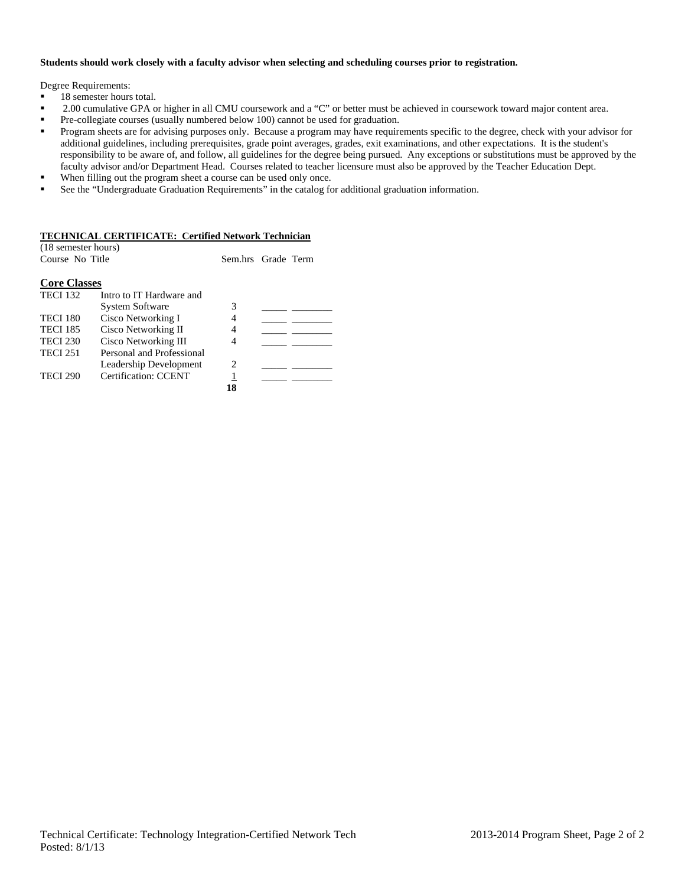**Students should work closely with a faculty advisor when selecting and scheduling courses prior to registration.**

Degree Requirements:

- 18 semester hours total.
- 2.00 cumulative GPA or higher in all CMU coursework and a "C" or better must be achieved in coursework toward major content area.
- Pre-collegiate courses (usually numbered below 100) cannot be used for graduation.
- Program sheets are for advising purposes only. Because a program may have requirements specific to the degree, check with your advisor for additional guidelines, including prerequisites, grade point averages, grades, exit examinations, and other expectations. It is the student's responsibility to be aware of, and follow, all guidelines for the degree being pursued. Any exceptions or substitutions must be approved by the faculty advisor and/or Department Head. Courses related to teacher licensure must also be approved by the Teacher Education Dept.
- When filling out the program sheet a course can be used only once.
- See the "Undergraduate Graduation Requirements" in the catalog for additional graduation information.

## TECHNICAL CERTIFICATE: Certified Network Technician

(18 semester hours)

**Core Classes**

| Course No | Title | Sem.hrs | Grade | Term |
|---|---|---|---|---|
| TECI 132 | Intro to IT Hardware and System Software | 3 | _____ | ________ |
| TECI 180 | Cisco Networking I | 4 | _____ | ________ |
| TECI 185 | Cisco Networking II | 4 | _____ | ________ |
| TECI 230 | Cisco Networking III | 4 | _____ | ________ |
| TECI 251 | Personal and Professional Leadership Development | 2 | _____ | ________ |
| TECI 290 | Certification: CCENT | 1 | _____ | ________ |
| | | **18** | | |

Technical Certificate: Technology Integration-Certified Network Tech
Posted: 8/1/13